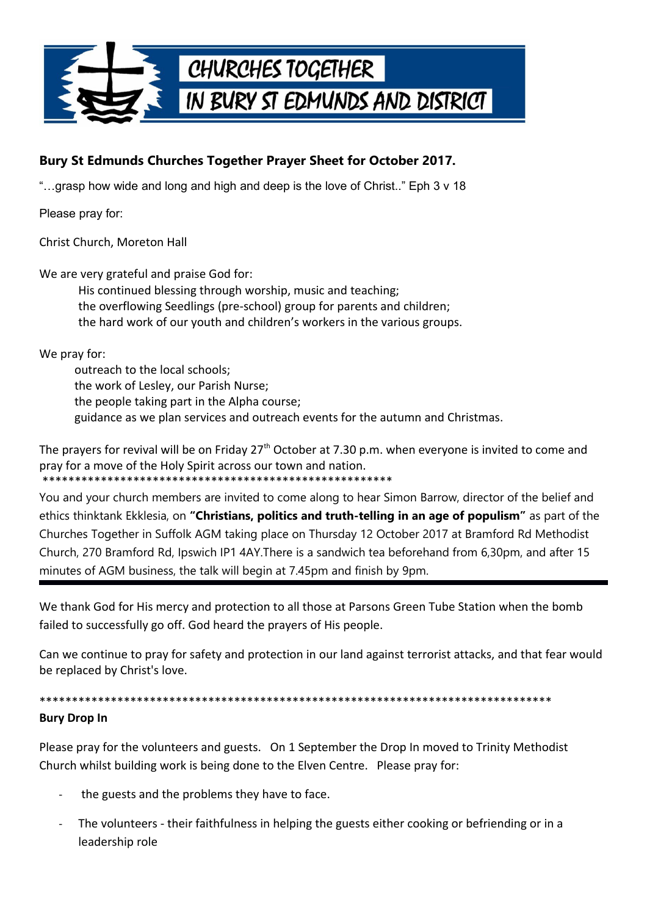# CHURCHES TOGETHER IN BURY ST EDMUNDS AND DISTRICT

## Bury St Edmunds Churches Together Prayer Sheet for October 2017.

"…grasp how wide and long and high and deep is the love of Christ.." Eph 3 v 18

Please pray for:

Christ Church, Moreton Hall

We are very grateful and praise God for:

His continued blessing through worship, music and teaching;
the overflowing Seedlings (pre-school) group for parents and children;
the hard work of our youth and children's workers in the various groups.

We pray for:

outreach to the local schools;
the work of Lesley, our Parish Nurse;
the people taking part in the Alpha course;
guidance as we plan services and outreach events for the autumn and Christmas.

The prayers for revival will be on Friday 27th October at 7.30 p.m. when everyone is invited to come and pray for a move of the Holy Spirit across our town and nation.

*******************************************************

You and your church members are invited to come along to hear Simon Barrow, director of the belief and ethics thinktank Ekklesia, on **"Christians, politics and truth-telling in an age of populism"** as part of the Churches Together in Suffolk AGM taking place on Thursday 12 October 2017 at Bramford Rd Methodist Church, 270 Bramford Rd, Ipswich IP1 4AY.There is a sandwich tea beforehand from 6,30pm, and after 15 minutes of AGM business, the talk will begin at 7.45pm and finish by 9pm.

---

We thank God for His mercy and protection to all those at Parsons Green Tube Station when the bomb failed to successfully go off. God heard the prayers of His people.

Can we continue to pray for safety and protection in our land against terrorist attacks, and that fear would be replaced by Christ's love.

*********************************************************************************

**Bury Drop In**

Please pray for the volunteers and guests. On 1 September the Drop In moved to Trinity Methodist Church whilst building work is being done to the Elven Centre. Please pray for:

- the guests and the problems they have to face.
- The volunteers - their faithfulness in helping the guests either cooking or befriending or in a leadership role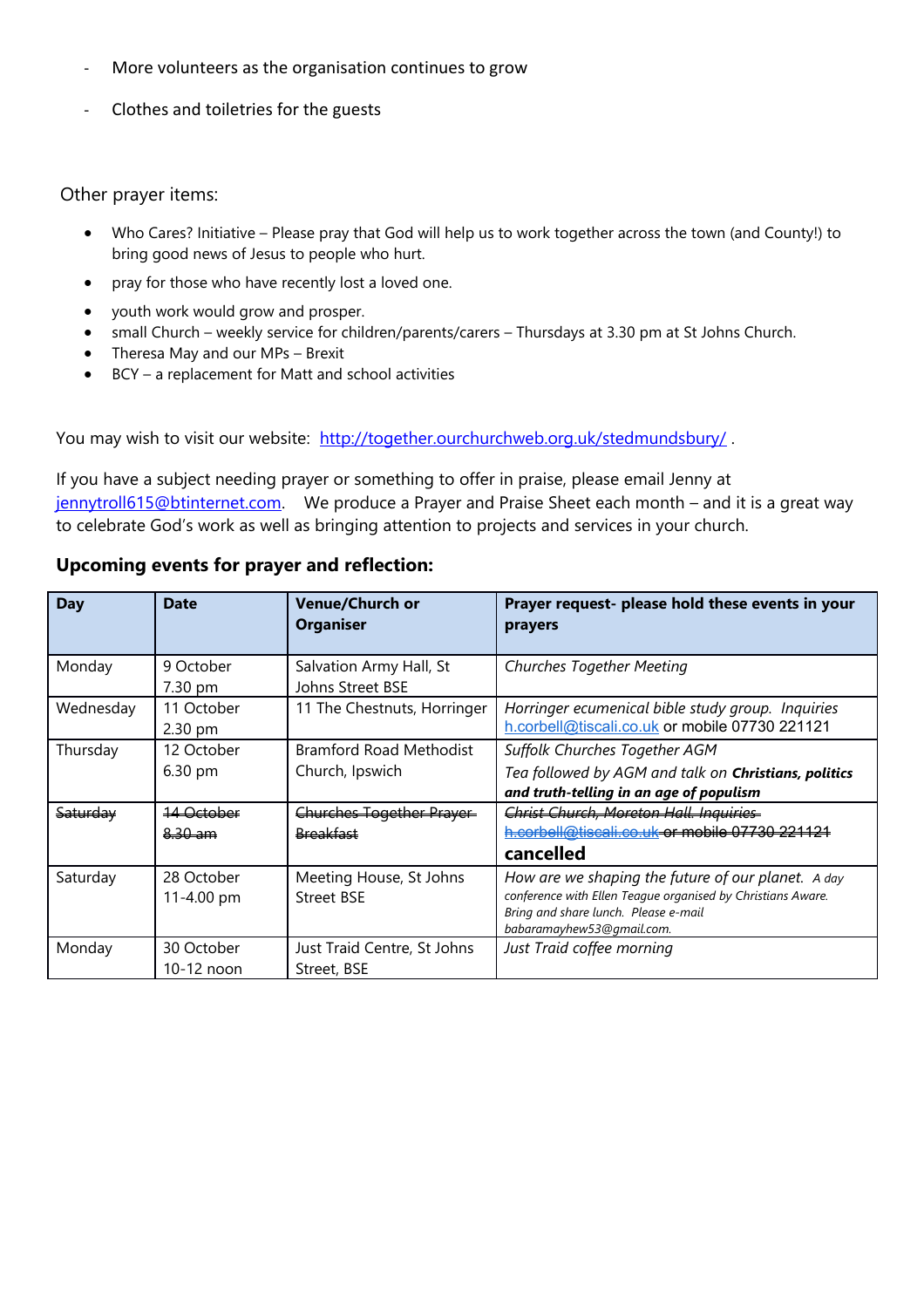- More volunteers as the organisation continues to grow
- Clothes and toiletries for the guests

Other prayer items:

- Who Cares? Initiative – Please pray that God will help us to work together across the town (and County!) to bring good news of Jesus to people who hurt.
- pray for those who have recently lost a loved one.
- youth work would grow and prosper.
- small Church – weekly service for children/parents/carers – Thursdays at 3.30 pm at St Johns Church.
- Theresa May and our MPs – Brexit
- BCY – a replacement for Matt and school activities

You may wish to visit our website: http://together.ourchurchweb.org.uk/stedmundsbury/ .

If you have a subject needing prayer or something to offer in praise, please email Jenny at jennytroll615@btinternet.com. We produce a Prayer and Praise Sheet each month – and it is a great way to celebrate God's work as well as bringing attention to projects and services in your church.

### Upcoming events for prayer and reflection:

| Day | Date | Venue/Church or Organiser | Prayer request- please hold these events in your prayers |
|---|---|---|---|
| Monday | 9 October 7.30 pm | Salvation Army Hall, St Johns Street BSE | *Churches Together Meeting* |
| Wednesday | 11 October 2.30 pm | 11 The Chestnuts, Horringer | *Horringer ecumenical bible study group. Inquiries* h.corbell@tiscali.co.uk or mobile 07730 221121 |
| Thursday | 12 October 6.30 pm | Bramford Road Methodist Church, Ipswich | *Suffolk Churches Together AGM* *Tea followed by AGM and talk on* ***Christians, politics and truth-telling in an age of populism*** |
| ~~Saturday~~ | ~~14 October 8.30 am~~ | ~~Churches Together Prayer Breakfast~~ | ~~*Christ Church, Moreton Hall. Inquiries*~~ ~~h.corbell@tiscali.co.uk or mobile 07730 221121~~ **cancelled** |
| Saturday | 28 October 11-4.00 pm | Meeting House, St Johns Street BSE | *How are we shaping the future of our planet. A day conference with Ellen Teague organised by Christians Aware. Bring and share lunch. Please e-mail babaramayhew53@gmail.com.* |
| Monday | 30 October 10-12 noon | Just Traid Centre, St Johns Street, BSE | *Just Traid coffee morning* |